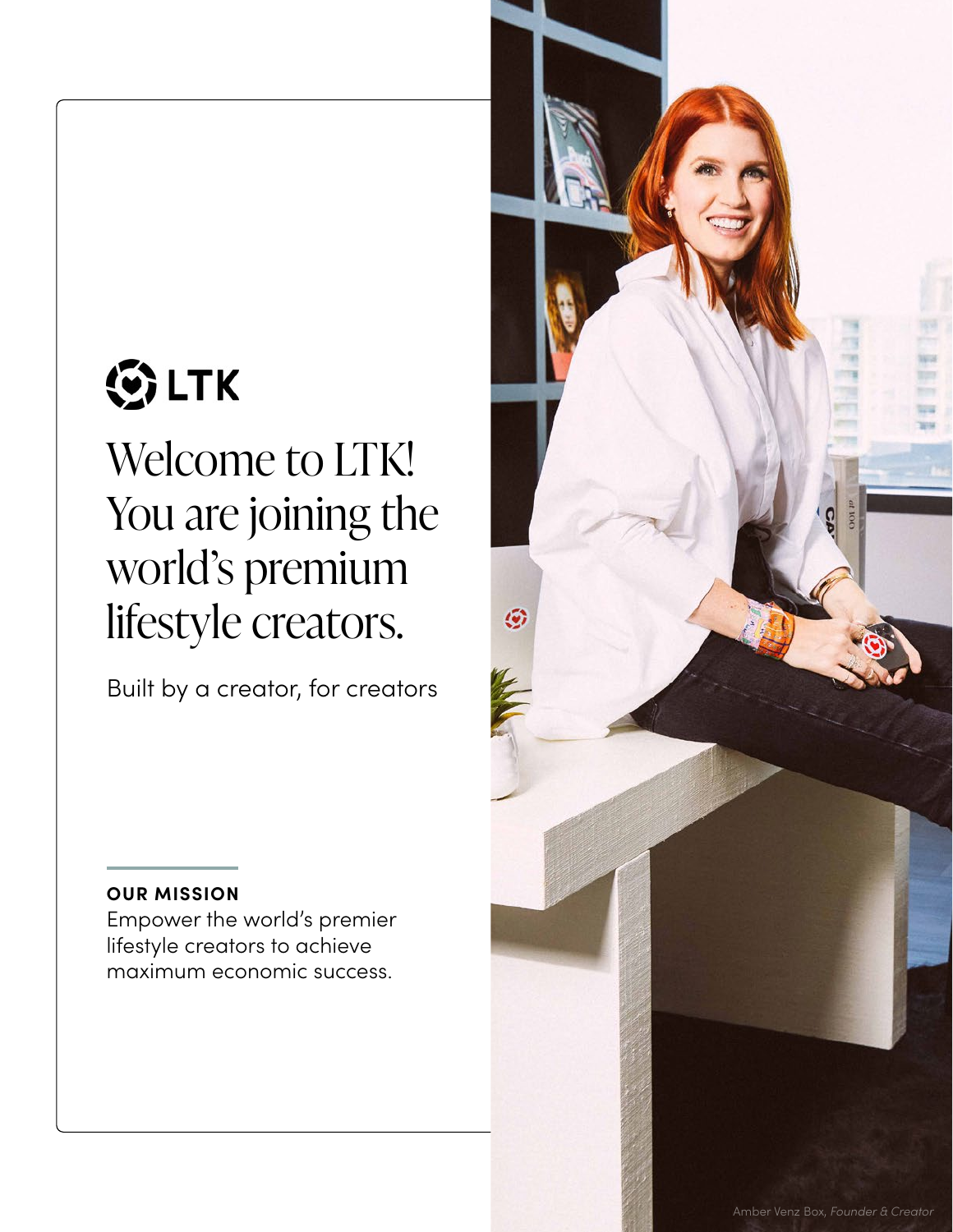LTK

# Welcome to LTK! You are joining the world's premium lifestyle creators.

Built by a creator, for creators

**OUR MISSION**

Empower the world's premier lifestyle creators to achieve maximum economic success.

Amber Venz Box, *Founder & Creator*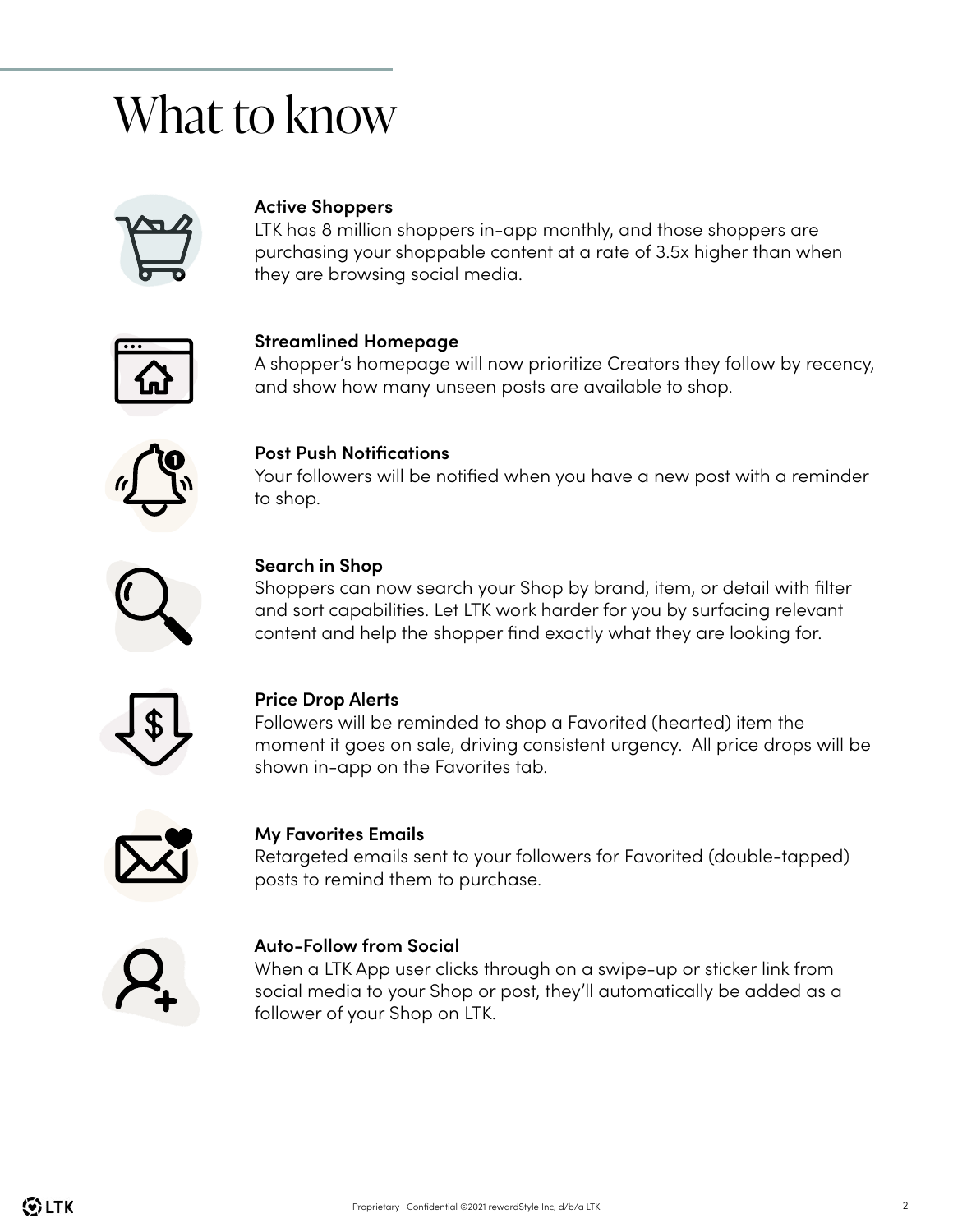# What to know

**Active Shoppers**
LTK has 8 million shoppers in-app monthly, and those shoppers are purchasing your shoppable content at a rate of 3.5x higher than when they are browsing social media.

**Streamlined Homepage**
A shopper's homepage will now prioritize Creators they follow by recency, and show how many unseen posts are available to shop.

**Post Push Notifications**
Your followers will be notified when you have a new post with a reminder to shop.

**Search in Shop**
Shoppers can now search your Shop by brand, item, or detail with filter and sort capabilities. Let LTK work harder for you by surfacing relevant content and help the shopper find exactly what they are looking for.

**Price Drop Alerts**
Followers will be reminded to shop a Favorited (hearted) item the moment it goes on sale, driving consistent urgency. All price drops will be shown in-app on the Favorites tab.

**My Favorites Emails**
Retargeted emails sent to your followers for Favorited (double-tapped) posts to remind them to purchase.

**Auto-Follow from Social**
When a LTK App user clicks through on a swipe-up or sticker link from social media to your Shop or post, they'll automatically be added as a follower of your Shop on LTK.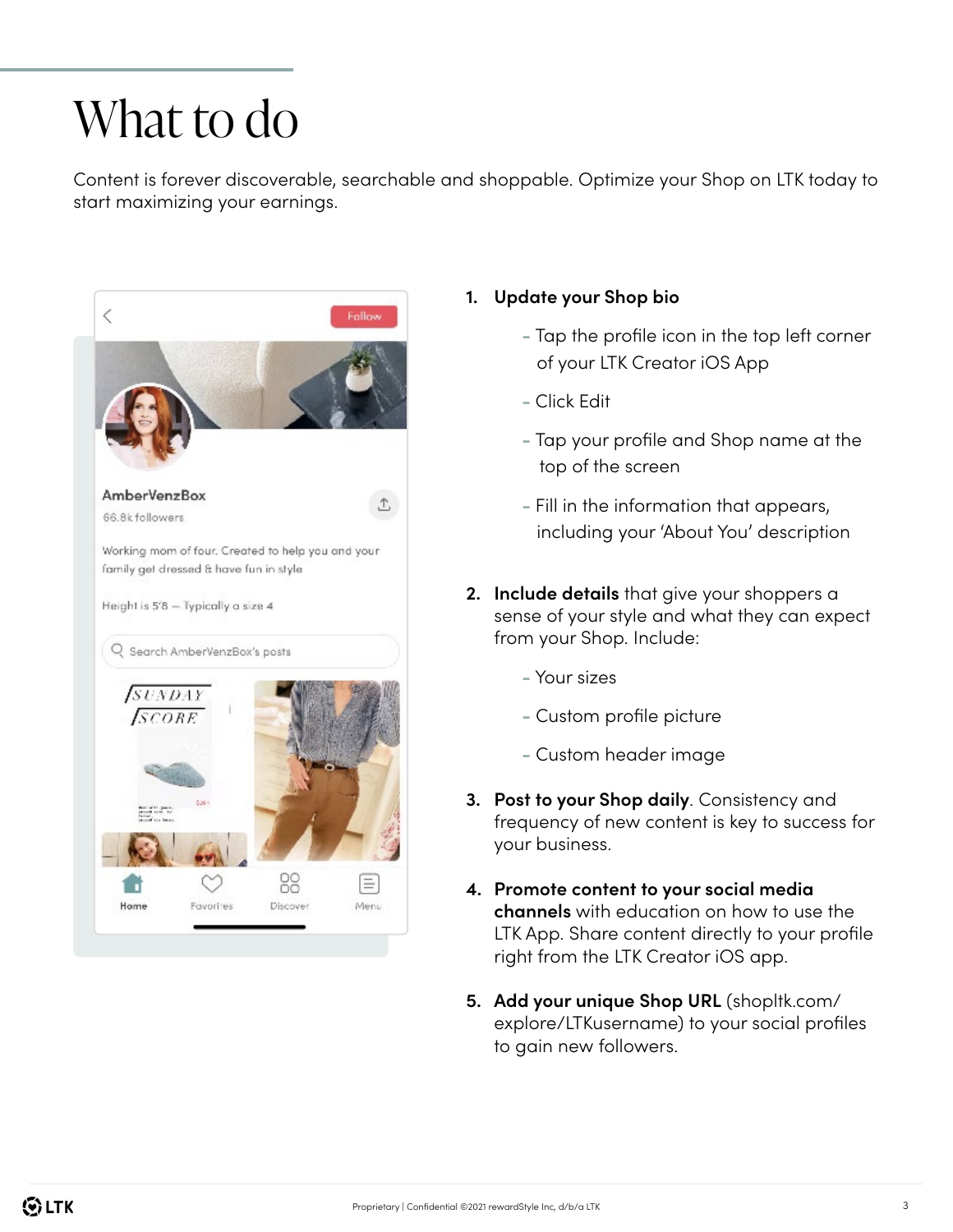# What to do

Content is forever discoverable, searchable and shoppable. Optimize your Shop on LTK today to start maximizing your earnings.

1. **Update your Shop bio**
   - Tap the profile icon in the top left corner of your LTK Creator iOS App
   - Click Edit
   - Tap your profile and Shop name at the top of the screen
   - Fill in the information that appears, including your 'About You' description

2. **Include details** that give your shoppers a sense of your style and what they can expect from your Shop. Include:
   - Your sizes
   - Custom profile picture
   - Custom header image

3. **Post to your Shop daily**. Consistency and frequency of new content is key to success for your business.

4. **Promote content to your social media channels** with education on how to use the LTK App. Share content directly to your profile right from the LTK Creator iOS app.

5. **Add your unique Shop URL** (shopltk.com/explore/LTKusername) to your social profiles to gain new followers.

Proprietary | Confidential ©2021 rewardStyle Inc, d/b/a LTK